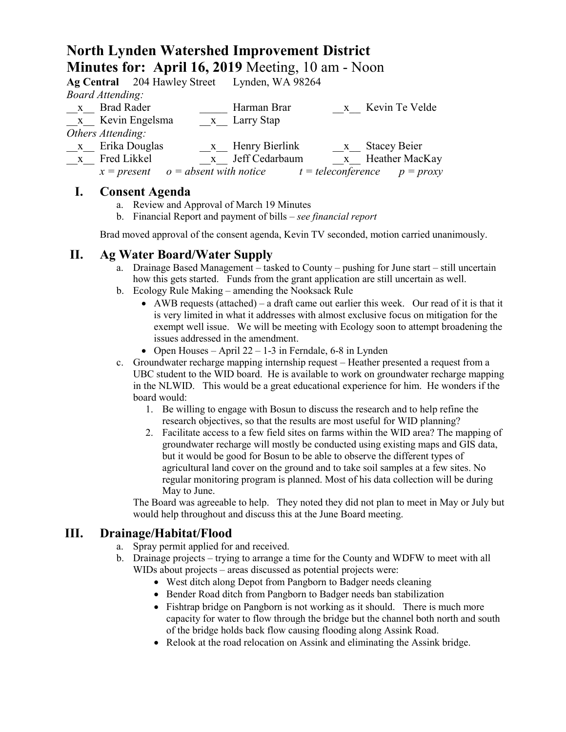# North Lynden Watershed Improvement District

## Minutes for: April 16, 2019 Meeting, 10 am - Noon

**Ag Central** 204 Hawley Street Lynden, WA 98264

*Board Attending:*

| | | | | | |
|---|---|---|---|---|---|
| __x__ | Brad Rader | _____ | Harman Brar | __x__ | Kevin Te Velde |
| __x__ | Kevin Engelsma | __x__ | Larry Stap | | |

*Others Attending:*

| | | | | | |
|---|---|---|---|---|---|
| __x__ | Erika Douglas | __x__ | Henry Bierlink | __x__ | Stacey Beier |
| __x__ | Fred Likkel | __x__ | Jeff Cedarbaum | __x__ | Heather MacKay |

*x = present o = absent with notice t = teleconference p = proxy*

## I. Consent Agenda

a. Review and Approval of March 19 Minutes
b. Financial Report and payment of bills – *see financial report*

Brad moved approval of the consent agenda, Kevin TV seconded, motion carried unanimously.

## II. Ag Water Board/Water Supply

a. Drainage Based Management – tasked to County – pushing for June start – still uncertain how this gets started. Funds from the grant application are still uncertain as well.
b. Ecology Rule Making – amending the Nooksack Rule
   - AWB requests (attached) – a draft came out earlier this week. Our read of it is that it is very limited in what it addresses with almost exclusive focus on mitigation for the exempt well issue. We will be meeting with Ecology soon to attempt broadening the issues addressed in the amendment.
   - Open Houses – April 22 – 1-3 in Ferndale, 6-8 in Lynden
c. Groundwater recharge mapping internship request – Heather presented a request from a UBC student to the WID board. He is available to work on groundwater recharge mapping in the NLWID. This would be a great educational experience for him. He wonders if the board would:
   1. Be willing to engage with Bosun to discuss the research and to help refine the research objectives, so that the results are most useful for WID planning?
   2. Facilitate access to a few field sites on farms within the WID area? The mapping of groundwater recharge will mostly be conducted using existing maps and GIS data, but it would be good for Bosun to be able to observe the different types of agricultural land cover on the ground and to take soil samples at a few sites. No regular monitoring program is planned. Most of his data collection will be during May to June.

   The Board was agreeable to help. They noted they did not plan to meet in May or July but would help throughout and discuss this at the June Board meeting.

## III. Drainage/Habitat/Flood

a. Spray permit applied for and received.
b. Drainage projects – trying to arrange a time for the County and WDFW to meet with all WIDs about projects – areas discussed as potential projects were:
   - West ditch along Depot from Pangborn to Badger needs cleaning
   - Bender Road ditch from Pangborn to Badger needs ban stabilization
   - Fishtrap bridge on Pangborn is not working as it should. There is much more capacity for water to flow through the bridge but the channel both north and south of the bridge holds back flow causing flooding along Assink Road.
   - Relook at the road relocation on Assink and eliminating the Assink bridge.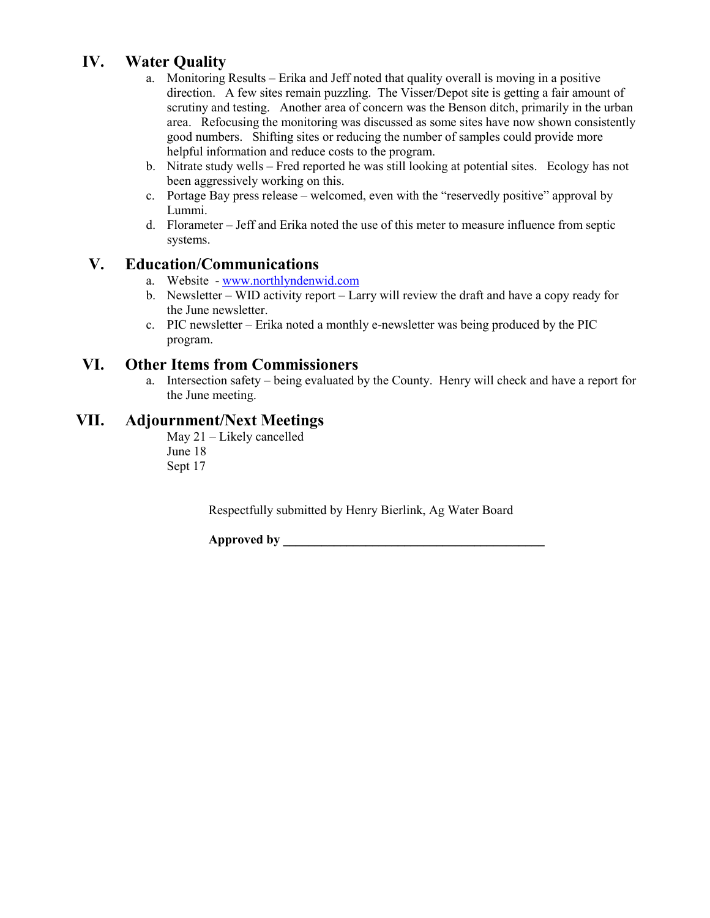## IV. Water Quality

a. Monitoring Results – Erika and Jeff noted that quality overall is moving in a positive direction. A few sites remain puzzling. The Visser/Depot site is getting a fair amount of scrutiny and testing. Another area of concern was the Benson ditch, primarily in the urban area. Refocusing the monitoring was discussed as some sites have now shown consistently good numbers. Shifting sites or reducing the number of samples could provide more helpful information and reduce costs to the program.

b. Nitrate study wells – Fred reported he was still looking at potential sites. Ecology has not been aggressively working on this.

c. Portage Bay press release – welcomed, even with the "reservedly positive" approval by Lummi.

d. Florameter – Jeff and Erika noted the use of this meter to measure influence from septic systems.

## V. Education/Communications

a. Website - www.northlyndenwid.com

b. Newsletter – WID activity report – Larry will review the draft and have a copy ready for the June newsletter.

c. PIC newsletter – Erika noted a monthly e-newsletter was being produced by the PIC program.

## VI. Other Items from Commissioners

a. Intersection safety – being evaluated by the County. Henry will check and have a report for the June meeting.

## VII. Adjournment/Next Meetings

May 21 – Likely cancelled
June 18
Sept 17

Respectfully submitted by Henry Bierlink, Ag Water Board

**Approved by \_\_\_\_\_\_\_\_\_\_\_\_\_\_\_\_\_\_\_\_\_\_\_\_\_\_\_\_\_\_\_\_\_\_\_\_\_\_\_\_**